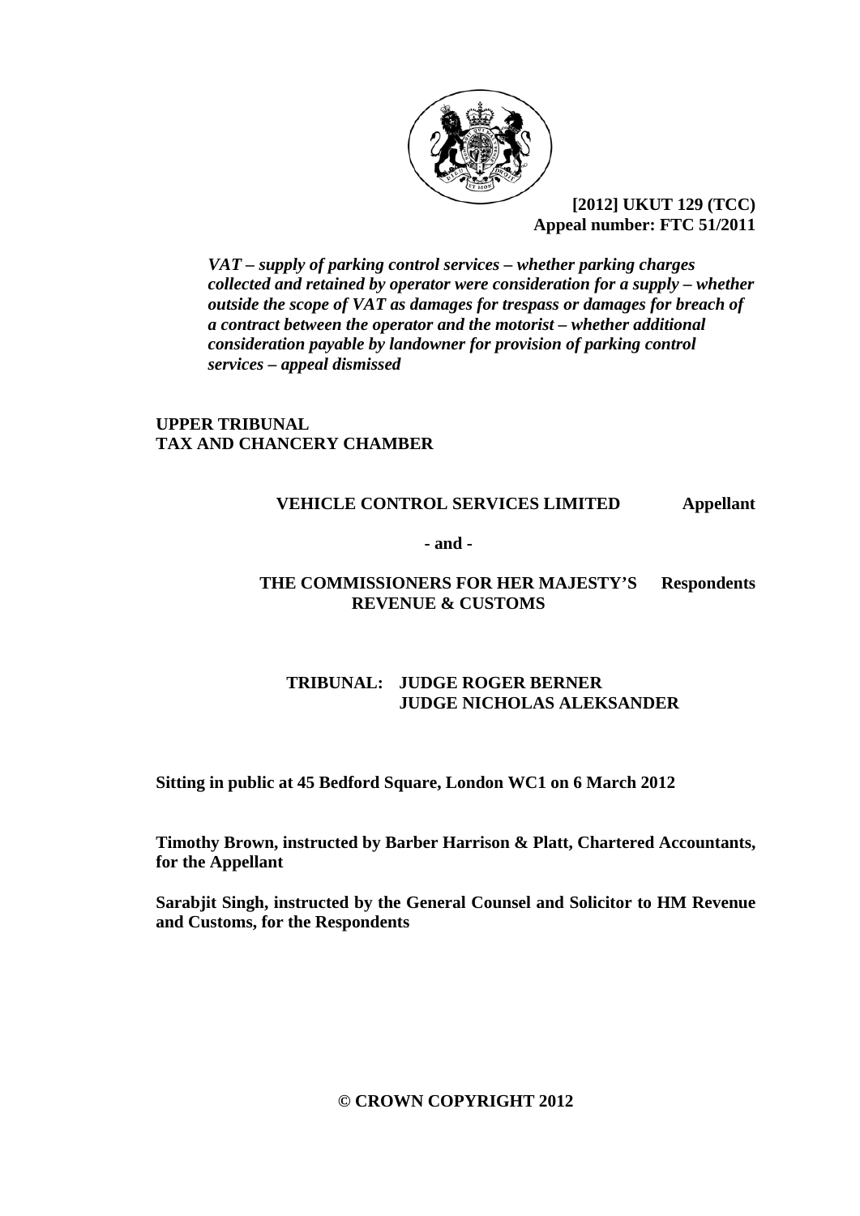**[2012] UKUT 129 (TCC)**
**Appeal number: FTC 51/2011**

***VAT – supply of parking control services – whether parking charges collected and retained by operator were consideration for a supply – whether outside the scope of VAT as damages for trespass or damages for breach of a contract between the operator and the motorist – whether additional consideration payable by landowner for provision of parking control services – appeal dismissed***

**UPPER TRIBUNAL**
**TAX AND CHANCERY CHAMBER**

**VEHICLE CONTROL SERVICES LIMITED** **Appellant**

**- and -**

**THE COMMISSIONERS FOR HER MAJESTY'S REVENUE & CUSTOMS** **Respondents**

**TRIBUNAL: JUDGE ROGER BERNER**
**JUDGE NICHOLAS ALEKSANDER**

**Sitting in public at 45 Bedford Square, London WC1 on 6 March 2012**

**Timothy Brown, instructed by Barber Harrison & Platt, Chartered Accountants, for the Appellant**

**Sarabjit Singh, instructed by the General Counsel and Solicitor to HM Revenue and Customs, for the Respondents**

**© CROWN COPYRIGHT 2012**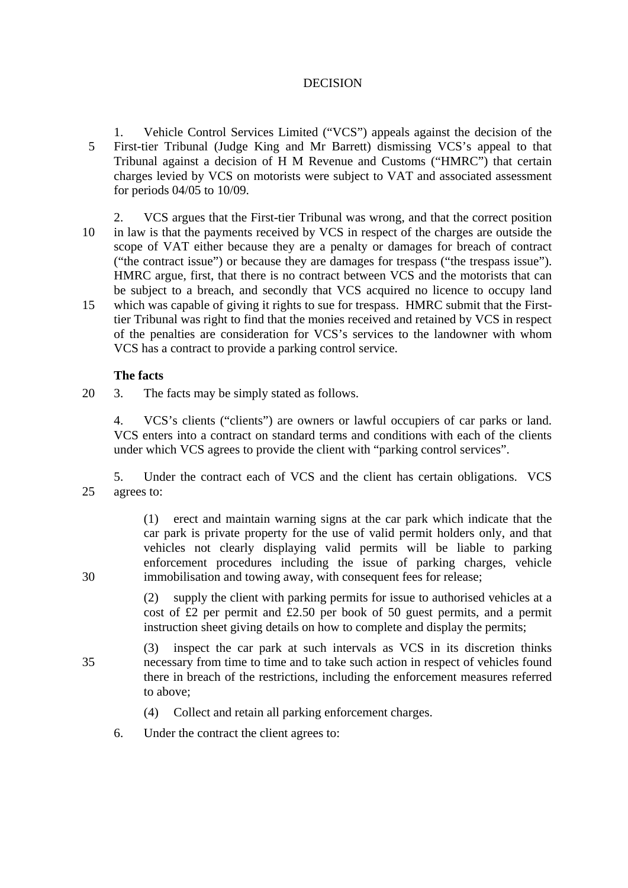DECISION

1. Vehicle Control Services Limited ("VCS") appeals against the decision of the First-tier Tribunal (Judge King and Mr Barrett) dismissing VCS's appeal to that Tribunal against a decision of H M Revenue and Customs ("HMRC") that certain charges levied by VCS on motorists were subject to VAT and associated assessment for periods 04/05 to 10/09.

2. VCS argues that the First-tier Tribunal was wrong, and that the correct position in law is that the payments received by VCS in respect of the charges are outside the scope of VAT either because they are a penalty or damages for breach of contract ("the contract issue") or because they are damages for trespass ("the trespass issue"). HMRC argue, first, that there is no contract between VCS and the motorists that can be subject to a breach, and secondly that VCS acquired no licence to occupy land which was capable of giving it rights to sue for trespass. HMRC submit that the First-tier Tribunal was right to find that the monies received and retained by VCS in respect of the penalties are consideration for VCS's services to the landowner with whom VCS has a contract to provide a parking control service.

**The facts**

3. The facts may be simply stated as follows.

4. VCS's clients ("clients") are owners or lawful occupiers of car parks or land. VCS enters into a contract on standard terms and conditions with each of the clients under which VCS agrees to provide the client with "parking control services".

5. Under the contract each of VCS and the client has certain obligations. VCS agrees to:

(1) erect and maintain warning signs at the car park which indicate that the car park is private property for the use of valid permit holders only, and that vehicles not clearly displaying valid permits will be liable to parking enforcement procedures including the issue of parking charges, vehicle immobilisation and towing away, with consequent fees for release;

(2) supply the client with parking permits for issue to authorised vehicles at a cost of £2 per permit and £2.50 per book of 50 guest permits, and a permit instruction sheet giving details on how to complete and display the permits;

(3) inspect the car park at such intervals as VCS in its discretion thinks necessary from time to time and to take such action in respect of vehicles found there in breach of the restrictions, including the enforcement measures referred to above;

(4) Collect and retain all parking enforcement charges.

6. Under the contract the client agrees to: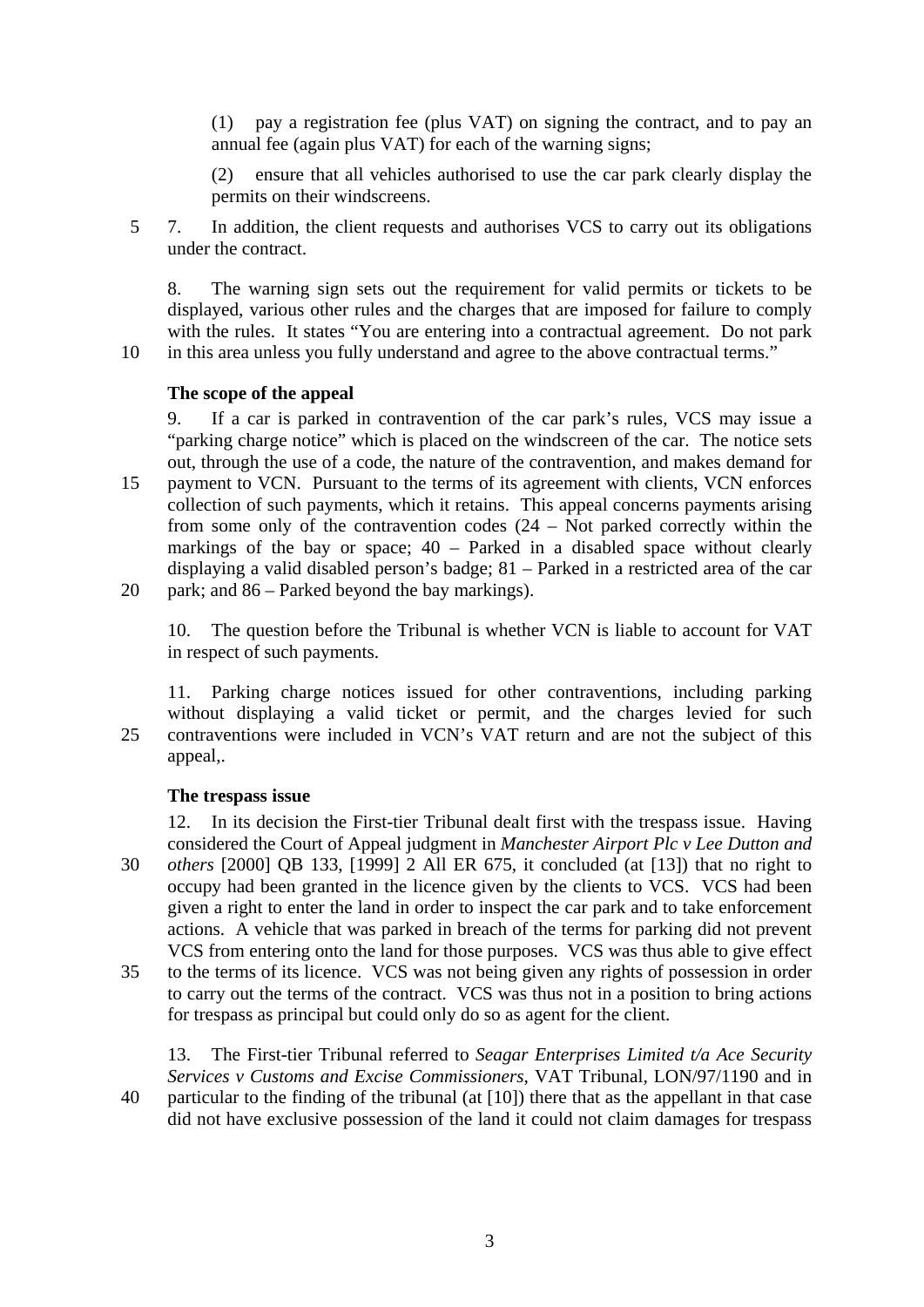(1) pay a registration fee (plus VAT) on signing the contract, and to pay an annual fee (again plus VAT) for each of the warning signs;

(2) ensure that all vehicles authorised to use the car park clearly display the permits on their windscreens.

7. In addition, the client requests and authorises VCS to carry out its obligations under the contract.

8. The warning sign sets out the requirement for valid permits or tickets to be displayed, various other rules and the charges that are imposed for failure to comply with the rules. It states "You are entering into a contractual agreement. Do not park in this area unless you fully understand and agree to the above contractual terms."

**The scope of the appeal**

9. If a car is parked in contravention of the car park's rules, VCS may issue a "parking charge notice" which is placed on the windscreen of the car. The notice sets out, through the use of a code, the nature of the contravention, and makes demand for payment to VCN. Pursuant to the terms of its agreement with clients, VCN enforces collection of such payments, which it retains. This appeal concerns payments arising from some only of the contravention codes (24 – Not parked correctly within the markings of the bay or space; 40 – Parked in a disabled space without clearly displaying a valid disabled person's badge; 81 – Parked in a restricted area of the car park; and 86 – Parked beyond the bay markings).

10. The question before the Tribunal is whether VCN is liable to account for VAT in respect of such payments.

11. Parking charge notices issued for other contraventions, including parking without displaying a valid ticket or permit, and the charges levied for such contraventions were included in VCN's VAT return and are not the subject of this appeal,.

**The trespass issue**

12. In its decision the First-tier Tribunal dealt first with the trespass issue. Having considered the Court of Appeal judgment in *Manchester Airport Plc v Lee Dutton and others* [2000] QB 133, [1999] 2 All ER 675, it concluded (at [13]) that no right to occupy had been granted in the licence given by the clients to VCS. VCS had been given a right to enter the land in order to inspect the car park and to take enforcement actions. A vehicle that was parked in breach of the terms for parking did not prevent VCS from entering onto the land for those purposes. VCS was thus able to give effect to the terms of its licence. VCS was not being given any rights of possession in order to carry out the terms of the contract. VCS was thus not in a position to bring actions for trespass as principal but could only do so as agent for the client.

13. The First-tier Tribunal referred to *Seagar Enterprises Limited t/a Ace Security Services v Customs and Excise Commissioners*, VAT Tribunal, LON/97/1190 and in particular to the finding of the tribunal (at [10]) there that as the appellant in that case did not have exclusive possession of the land it could not claim damages for trespass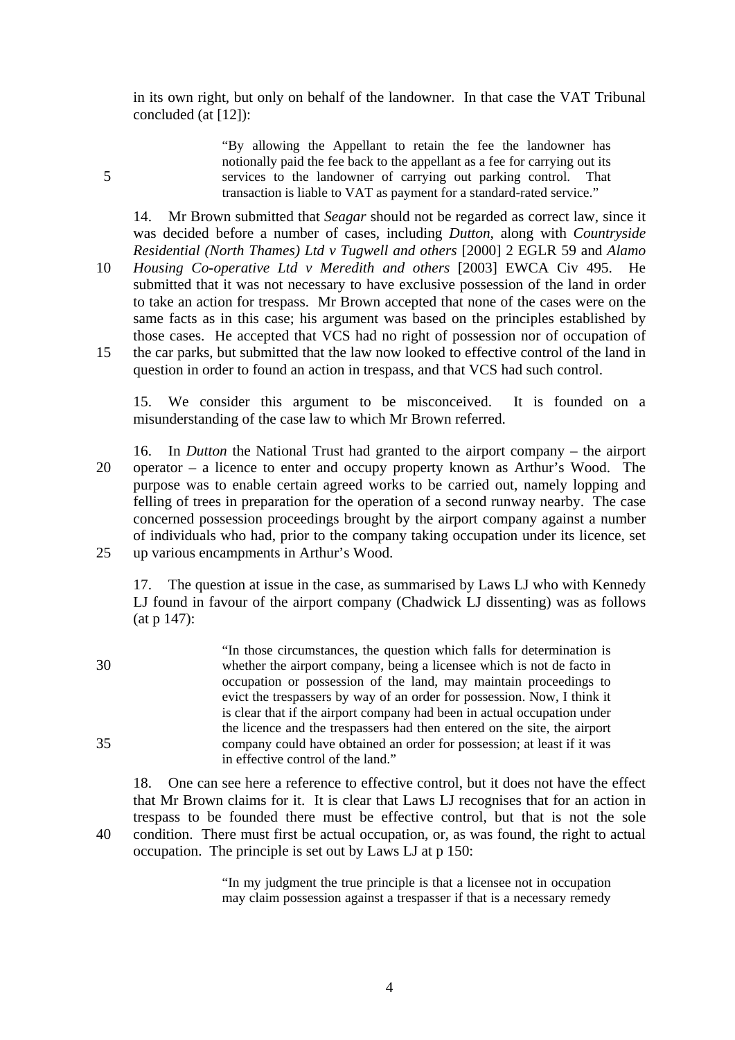in its own right, but only on behalf of the landowner. In that case the VAT Tribunal concluded (at [12]):

> "By allowing the Appellant to retain the fee the landowner has notionally paid the fee back to the appellant as a fee for carrying out its services to the landowner of carrying out parking control. That transaction is liable to VAT as payment for a standard-rated service."

14. Mr Brown submitted that *Seagar* should not be regarded as correct law, since it was decided before a number of cases, including *Dutton*, along with *Countryside Residential (North Thames) Ltd v Tugwell and others* [2000] 2 EGLR 59 and *Alamo Housing Co-operative Ltd v Meredith and others* [2003] EWCA Civ 495. He submitted that it was not necessary to have exclusive possession of the land in order to take an action for trespass. Mr Brown accepted that none of the cases were on the same facts as in this case; his argument was based on the principles established by those cases. He accepted that VCS had no right of possession nor of occupation of the car parks, but submitted that the law now looked to effective control of the land in question in order to found an action in trespass, and that VCS had such control.

15. We consider this argument to be misconceived. It is founded on a misunderstanding of the case law to which Mr Brown referred.

16. In *Dutton* the National Trust had granted to the airport company – the airport operator – a licence to enter and occupy property known as Arthur's Wood. The purpose was to enable certain agreed works to be carried out, namely lopping and felling of trees in preparation for the operation of a second runway nearby. The case concerned possession proceedings brought by the airport company against a number of individuals who had, prior to the company taking occupation under its licence, set up various encampments in Arthur's Wood.

17. The question at issue in the case, as summarised by Laws LJ who with Kennedy LJ found in favour of the airport company (Chadwick LJ dissenting) was as follows (at p 147):

> "In those circumstances, the question which falls for determination is whether the airport company, being a licensee which is not de facto in occupation or possession of the land, may maintain proceedings to evict the trespassers by way of an order for possession. Now, I think it is clear that if the airport company had been in actual occupation under the licence and the trespassers had then entered on the site, the airport company could have obtained an order for possession; at least if it was in effective control of the land."

18. One can see here a reference to effective control, but it does not have the effect that Mr Brown claims for it. It is clear that Laws LJ recognises that for an action in trespass to be founded there must be effective control, but that is not the sole condition. There must first be actual occupation, or, as was found, the right to actual occupation. The principle is set out by Laws LJ at p 150:

> "In my judgment the true principle is that a licensee not in occupation may claim possession against a trespasser if that is a necessary remedy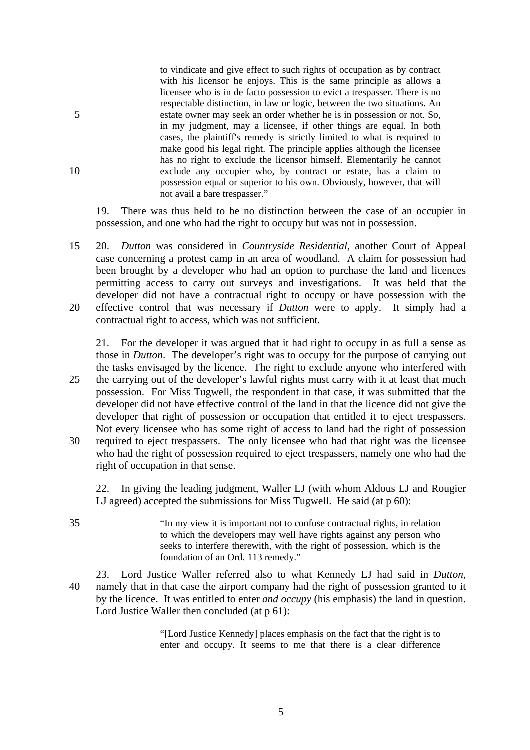> to vindicate and give effect to such rights of occupation as by contract with his licensor he enjoys. This is the same principle as allows a licensee who is in de facto possession to evict a trespasser. There is no respectable distinction, in law or logic, between the two situations. An estate owner may seek an order whether he is in possession or not. So, in my judgment, may a licensee, if other things are equal. In both cases, the plaintiff's remedy is strictly limited to what is required to make good his legal right. The principle applies although the licensee has no right to exclude the licensor himself. Elementarily he cannot exclude any occupier who, by contract or estate, has a claim to possession equal or superior to his own. Obviously, however, that will not avail a bare trespasser."

19. There was thus held to be no distinction between the case of an occupier in possession, and one who had the right to occupy but was not in possession.

20. *Dutton* was considered in *Countryside Residential*, another Court of Appeal case concerning a protest camp in an area of woodland. A claim for possession had been brought by a developer who had an option to purchase the land and licences permitting access to carry out surveys and investigations. It was held that the developer did not have a contractual right to occupy or have possession with the effective control that was necessary if *Dutton* were to apply. It simply had a contractual right to access, which was not sufficient.

21. For the developer it was argued that it had right to occupy in as full a sense as those in *Dutton*. The developer's right was to occupy for the purpose of carrying out the tasks envisaged by the licence. The right to exclude anyone who interfered with the carrying out of the developer's lawful rights must carry with it at least that much possession. For Miss Tugwell, the respondent in that case, it was submitted that the developer did not have effective control of the land in that the licence did not give the developer that right of possession or occupation that entitled it to eject trespassers. Not every licensee who has some right of access to land had the right of possession required to eject trespassers. The only licensee who had that right was the licensee who had the right of possession required to eject trespassers, namely one who had the right of occupation in that sense.

22. In giving the leading judgment, Waller LJ (with whom Aldous LJ and Rougier LJ agreed) accepted the submissions for Miss Tugwell. He said (at p 60):

> "In my view it is important not to confuse contractual rights, in relation to which the developers may well have rights against any person who seeks to interfere therewith, with the right of possession, which is the foundation of an Ord. 113 remedy."

23. Lord Justice Waller referred also to what Kennedy LJ had said in *Dutton*, namely that in that case the airport company had the right of possession granted to it by the licence. It was entitled to enter *and occupy* (his emphasis) the land in question. Lord Justice Waller then concluded (at p 61):

> "[Lord Justice Kennedy] places emphasis on the fact that the right is to enter and occupy. It seems to me that there is a clear difference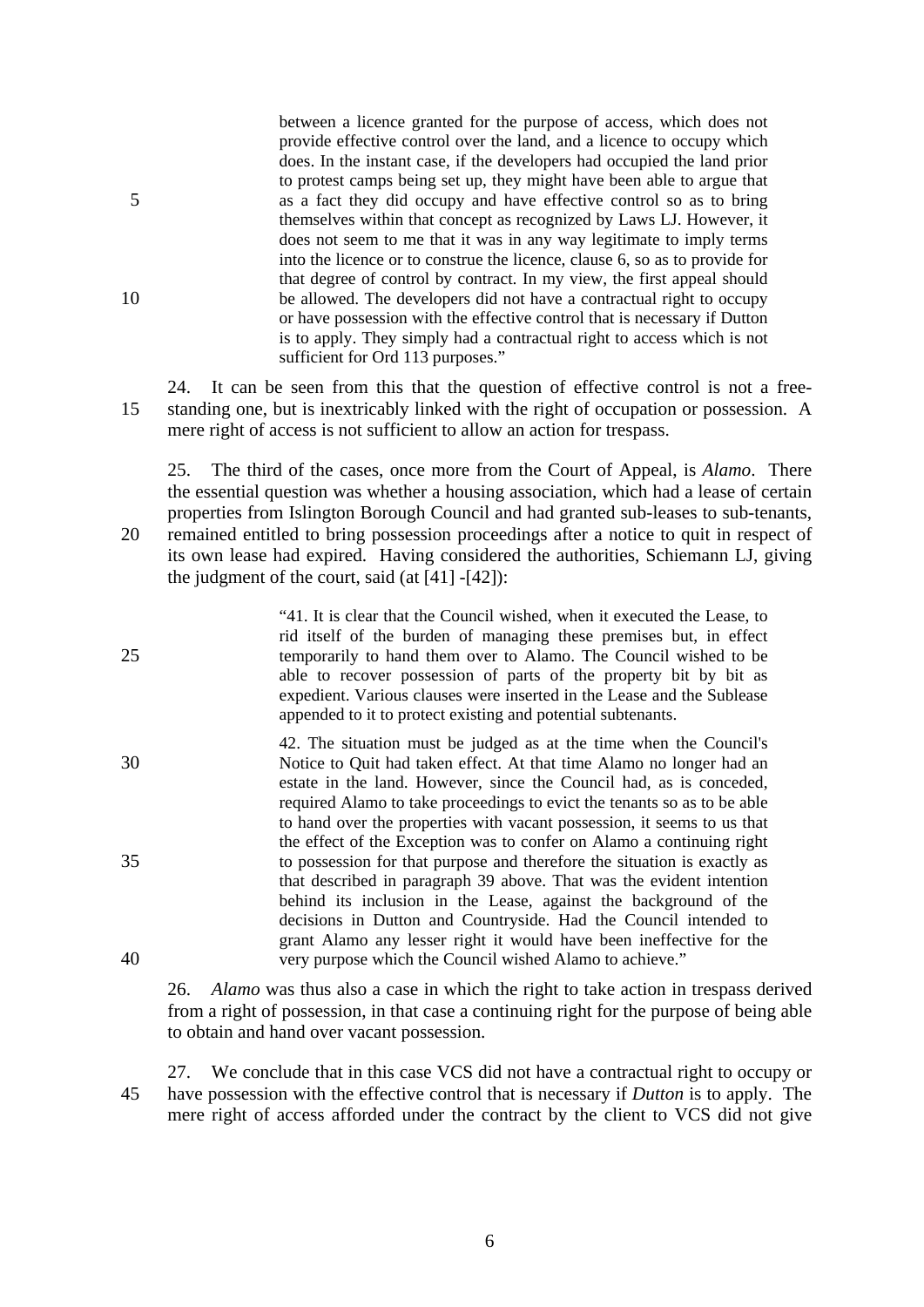> between a licence granted for the purpose of access, which does not provide effective control over the land, and a licence to occupy which does. In the instant case, if the developers had occupied the land prior to protest camps being set up, they might have been able to argue that as a fact they did occupy and have effective control so as to bring themselves within that concept as recognized by Laws LJ. However, it does not seem to me that it was in any way legitimate to imply terms into the licence or to construe the licence, clause 6, so as to provide for that degree of control by contract. In my view, the first appeal should be allowed. The developers did not have a contractual right to occupy or have possession with the effective control that is necessary if Dutton is to apply. They simply had a contractual right to access which is not sufficient for Ord 113 purposes."

24. It can be seen from this that the question of effective control is not a free-standing one, but is inextricably linked with the right of occupation or possession. A mere right of access is not sufficient to allow an action for trespass.

25. The third of the cases, once more from the Court of Appeal, is *Alamo*. There the essential question was whether a housing association, which had a lease of certain properties from Islington Borough Council and had granted sub-leases to sub-tenants, remained entitled to bring possession proceedings after a notice to quit in respect of its own lease had expired. Having considered the authorities, Schiemann LJ, giving the judgment of the court, said (at [41] -[42]):

> "41. It is clear that the Council wished, when it executed the Lease, to rid itself of the burden of managing these premises but, in effect temporarily to hand them over to Alamo. The Council wished to be able to recover possession of parts of the property bit by bit as expedient. Various clauses were inserted in the Lease and the Sublease appended to it to protect existing and potential subtenants.
>
> 42. The situation must be judged as at the time when the Council's Notice to Quit had taken effect. At that time Alamo no longer had an estate in the land. However, since the Council had, as is conceded, required Alamo to take proceedings to evict the tenants so as to be able to hand over the properties with vacant possession, it seems to us that the effect of the Exception was to confer on Alamo a continuing right to possession for that purpose and therefore the situation is exactly as that described in paragraph 39 above. That was the evident intention behind its inclusion in the Lease, against the background of the decisions in Dutton and Countryside. Had the Council intended to grant Alamo any lesser right it would have been ineffective for the very purpose which the Council wished Alamo to achieve."

26. *Alamo* was thus also a case in which the right to take action in trespass derived from a right of possession, in that case a continuing right for the purpose of being able to obtain and hand over vacant possession.

27. We conclude that in this case VCS did not have a contractual right to occupy or have possession with the effective control that is necessary if *Dutton* is to apply. The mere right of access afforded under the contract by the client to VCS did not give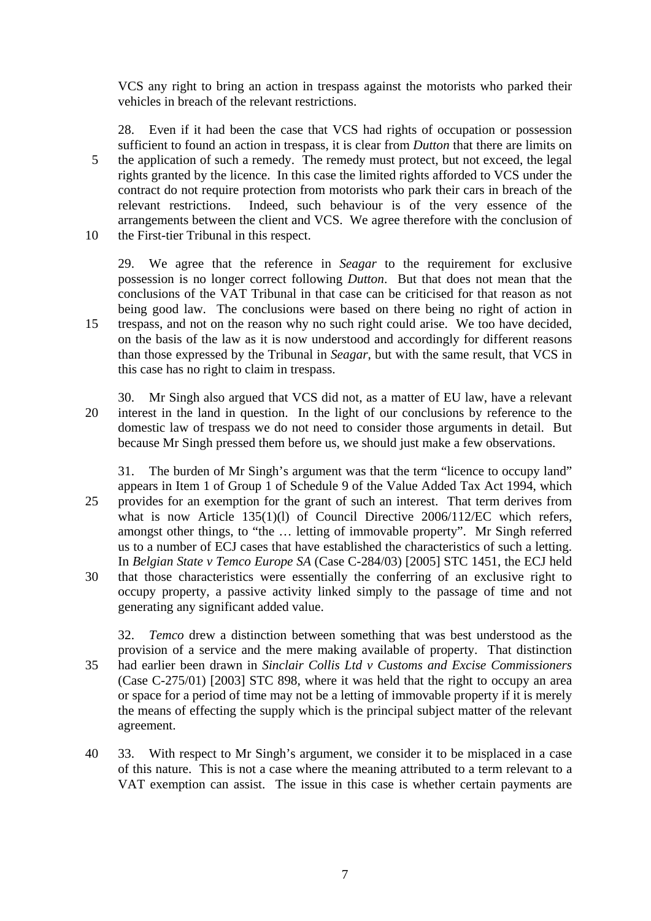VCS any right to bring an action in trespass against the motorists who parked their vehicles in breach of the relevant restrictions.

28. Even if it had been the case that VCS had rights of occupation or possession sufficient to found an action in trespass, it is clear from *Dutton* that there are limits on the application of such a remedy. The remedy must protect, but not exceed, the legal rights granted by the licence. In this case the limited rights afforded to VCS under the contract do not require protection from motorists who park their cars in breach of the relevant restrictions. Indeed, such behaviour is of the very essence of the arrangements between the client and VCS. We agree therefore with the conclusion of the First-tier Tribunal in this respect.

29. We agree that the reference in *Seagar* to the requirement for exclusive possession is no longer correct following *Dutton*. But that does not mean that the conclusions of the VAT Tribunal in that case can be criticised for that reason as not being good law. The conclusions were based on there being no right of action in trespass, and not on the reason why no such right could arise. We too have decided, on the basis of the law as it is now understood and accordingly for different reasons than those expressed by the Tribunal in *Seagar*, but with the same result, that VCS in this case has no right to claim in trespass.

30. Mr Singh also argued that VCS did not, as a matter of EU law, have a relevant interest in the land in question. In the light of our conclusions by reference to the domestic law of trespass we do not need to consider those arguments in detail. But because Mr Singh pressed them before us, we should just make a few observations.

31. The burden of Mr Singh's argument was that the term "licence to occupy land" appears in Item 1 of Group 1 of Schedule 9 of the Value Added Tax Act 1994, which provides for an exemption for the grant of such an interest. That term derives from what is now Article 135(1)(l) of Council Directive 2006/112/EC which refers, amongst other things, to "the … letting of immovable property". Mr Singh referred us to a number of ECJ cases that have established the characteristics of such a letting. In *Belgian State v Temco Europe SA* (Case C-284/03) [2005] STC 1451, the ECJ held that those characteristics were essentially the conferring of an exclusive right to occupy property, a passive activity linked simply to the passage of time and not generating any significant added value.

32. *Temco* drew a distinction between something that was best understood as the provision of a service and the mere making available of property. That distinction had earlier been drawn in *Sinclair Collis Ltd v Customs and Excise Commissioners* (Case C-275/01) [2003] STC 898, where it was held that the right to occupy an area or space for a period of time may not be a letting of immovable property if it is merely the means of effecting the supply which is the principal subject matter of the relevant agreement.

33. With respect to Mr Singh's argument, we consider it to be misplaced in a case of this nature. This is not a case where the meaning attributed to a term relevant to a VAT exemption can assist. The issue in this case is whether certain payments are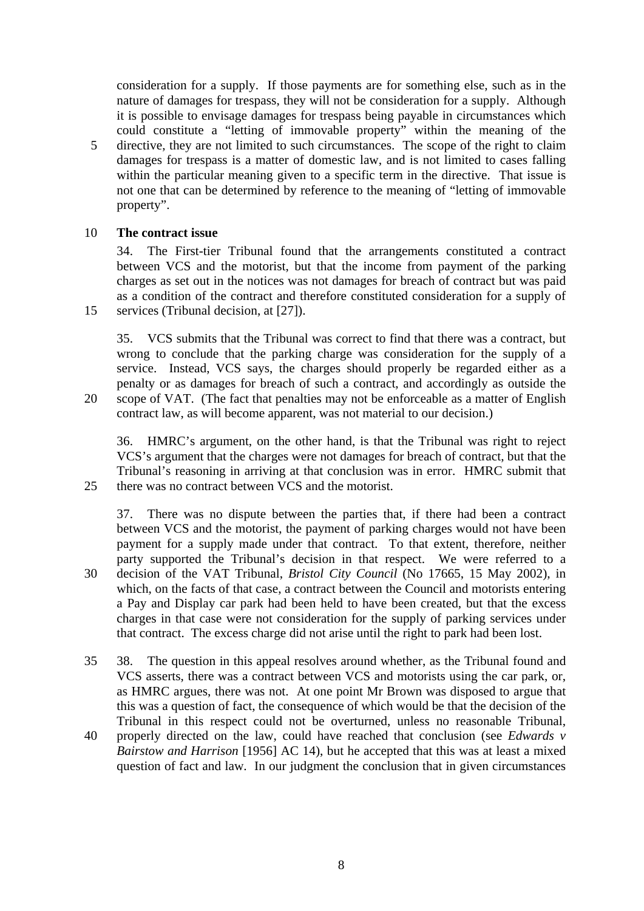consideration for a supply. If those payments are for something else, such as in the nature of damages for trespass, they will not be consideration for a supply. Although it is possible to envisage damages for trespass being payable in circumstances which could constitute a "letting of immovable property" within the meaning of the directive, they are not limited to such circumstances. The scope of the right to claim damages for trespass is a matter of domestic law, and is not limited to cases falling within the particular meaning given to a specific term in the directive. That issue is not one that can be determined by reference to the meaning of "letting of immovable property".

**The contract issue**

34. The First-tier Tribunal found that the arrangements constituted a contract between VCS and the motorist, but that the income from payment of the parking charges as set out in the notices was not damages for breach of contract but was paid as a condition of the contract and therefore constituted consideration for a supply of services (Tribunal decision, at [27]).

35. VCS submits that the Tribunal was correct to find that there was a contract, but wrong to conclude that the parking charge was consideration for the supply of a service. Instead, VCS says, the charges should properly be regarded either as a penalty or as damages for breach of such a contract, and accordingly as outside the scope of VAT. (The fact that penalties may not be enforceable as a matter of English contract law, as will become apparent, was not material to our decision.)

36. HMRC's argument, on the other hand, is that the Tribunal was right to reject VCS's argument that the charges were not damages for breach of contract, but that the Tribunal's reasoning in arriving at that conclusion was in error. HMRC submit that there was no contract between VCS and the motorist.

37. There was no dispute between the parties that, if there had been a contract between VCS and the motorist, the payment of parking charges would not have been payment for a supply made under that contract. To that extent, therefore, neither party supported the Tribunal's decision in that respect. We were referred to a decision of the VAT Tribunal, *Bristol City Council* (No 17665, 15 May 2002), in which, on the facts of that case, a contract between the Council and motorists entering a Pay and Display car park had been held to have been created, but that the excess charges in that case were not consideration for the supply of parking services under that contract. The excess charge did not arise until the right to park had been lost.

38. The question in this appeal resolves around whether, as the Tribunal found and VCS asserts, there was a contract between VCS and motorists using the car park, or, as HMRC argues, there was not. At one point Mr Brown was disposed to argue that this was a question of fact, the consequence of which would be that the decision of the Tribunal in this respect could not be overturned, unless no reasonable Tribunal, properly directed on the law, could have reached that conclusion (see *Edwards v Bairstow and Harrison* [1956] AC 14), but he accepted that this was at least a mixed question of fact and law. In our judgment the conclusion that in given circumstances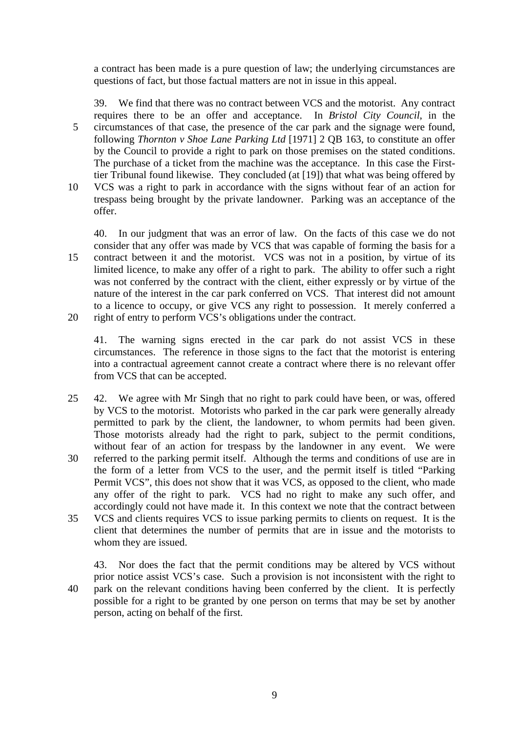a contract has been made is a pure question of law; the underlying circumstances are questions of fact, but those factual matters are not in issue in this appeal.

39. We find that there was no contract between VCS and the motorist. Any contract requires there to be an offer and acceptance. In *Bristol City Council*, in the circumstances of that case, the presence of the car park and the signage were found, following *Thornton v Shoe Lane Parking Ltd* [1971] 2 QB 163, to constitute an offer by the Council to provide a right to park on those premises on the stated conditions. The purchase of a ticket from the machine was the acceptance. In this case the First-tier Tribunal found likewise. They concluded (at [19]) that what was being offered by VCS was a right to park in accordance with the signs without fear of an action for trespass being brought by the private landowner. Parking was an acceptance of the offer.

40. In our judgment that was an error of law. On the facts of this case we do not consider that any offer was made by VCS that was capable of forming the basis for a contract between it and the motorist. VCS was not in a position, by virtue of its limited licence, to make any offer of a right to park. The ability to offer such a right was not conferred by the contract with the client, either expressly or by virtue of the nature of the interest in the car park conferred on VCS. That interest did not amount to a licence to occupy, or give VCS any right to possession. It merely conferred a right of entry to perform VCS's obligations under the contract.

41. The warning signs erected in the car park do not assist VCS in these circumstances. The reference in those signs to the fact that the motorist is entering into a contractual agreement cannot create a contract where there is no relevant offer from VCS that can be accepted.

42. We agree with Mr Singh that no right to park could have been, or was, offered by VCS to the motorist. Motorists who parked in the car park were generally already permitted to park by the client, the landowner, to whom permits had been given. Those motorists already had the right to park, subject to the permit conditions, without fear of an action for trespass by the landowner in any event. We were referred to the parking permit itself. Although the terms and conditions of use are in the form of a letter from VCS to the user, and the permit itself is titled "Parking Permit VCS", this does not show that it was VCS, as opposed to the client, who made any offer of the right to park. VCS had no right to make any such offer, and accordingly could not have made it. In this context we note that the contract between VCS and clients requires VCS to issue parking permits to clients on request. It is the client that determines the number of permits that are in issue and the motorists to whom they are issued.

43. Nor does the fact that the permit conditions may be altered by VCS without prior notice assist VCS's case. Such a provision is not inconsistent with the right to park on the relevant conditions having been conferred by the client. It is perfectly possible for a right to be granted by one person on terms that may be set by another person, acting on behalf of the first.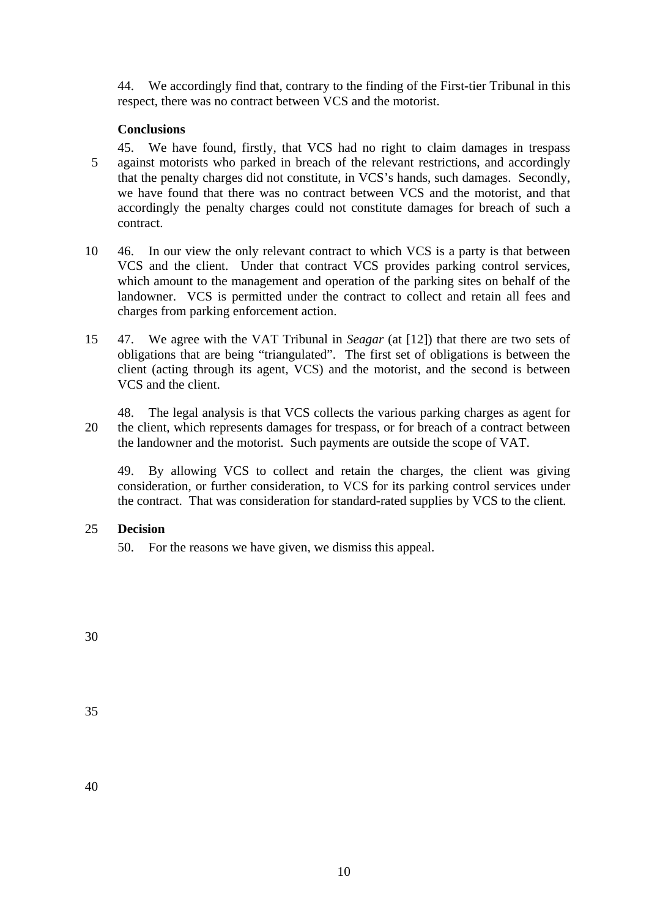44. We accordingly find that, contrary to the finding of the First-tier Tribunal in this respect, there was no contract between VCS and the motorist.

**Conclusions**

45. We have found, firstly, that VCS had no right to claim damages in trespass against motorists who parked in breach of the relevant restrictions, and accordingly that the penalty charges did not constitute, in VCS's hands, such damages. Secondly, we have found that there was no contract between VCS and the motorist, and that accordingly the penalty charges could not constitute damages for breach of such a contract.

46. In our view the only relevant contract to which VCS is a party is that between VCS and the client. Under that contract VCS provides parking control services, which amount to the management and operation of the parking sites on behalf of the landowner. VCS is permitted under the contract to collect and retain all fees and charges from parking enforcement action.

47. We agree with the VAT Tribunal in *Seagar* (at [12]) that there are two sets of obligations that are being "triangulated". The first set of obligations is between the client (acting through its agent, VCS) and the motorist, and the second is between VCS and the client.

48. The legal analysis is that VCS collects the various parking charges as agent for the client, which represents damages for trespass, or for breach of a contract between the landowner and the motorist. Such payments are outside the scope of VAT.

49. By allowing VCS to collect and retain the charges, the client was giving consideration, or further consideration, to VCS for its parking control services under the contract. That was consideration for standard-rated supplies by VCS to the client.

**Decision**

50. For the reasons we have given, we dismiss this appeal.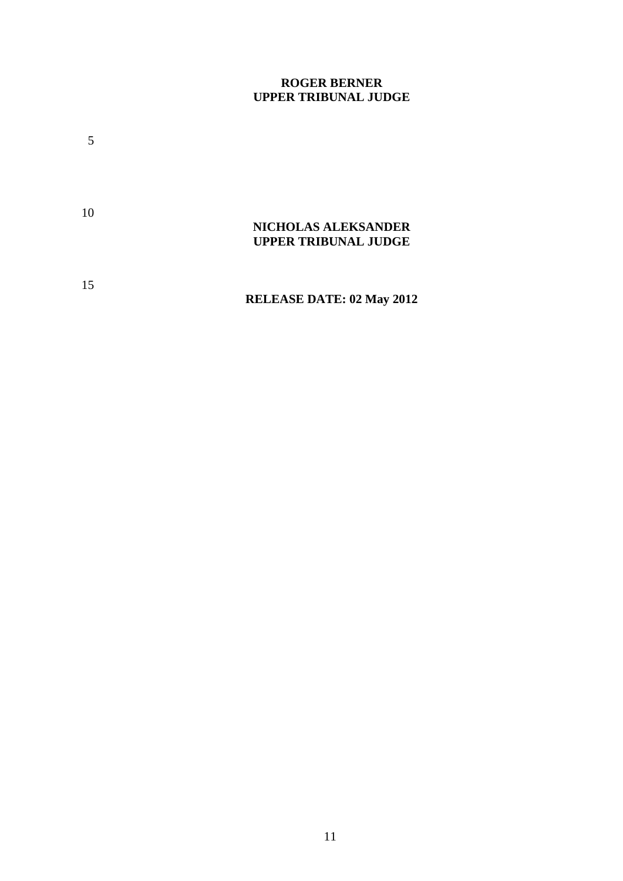**ROGER BERNER**
**UPPER TRIBUNAL JUDGE**

**NICHOLAS ALEKSANDER**
**UPPER TRIBUNAL JUDGE**

**RELEASE DATE: 02 May 2012**